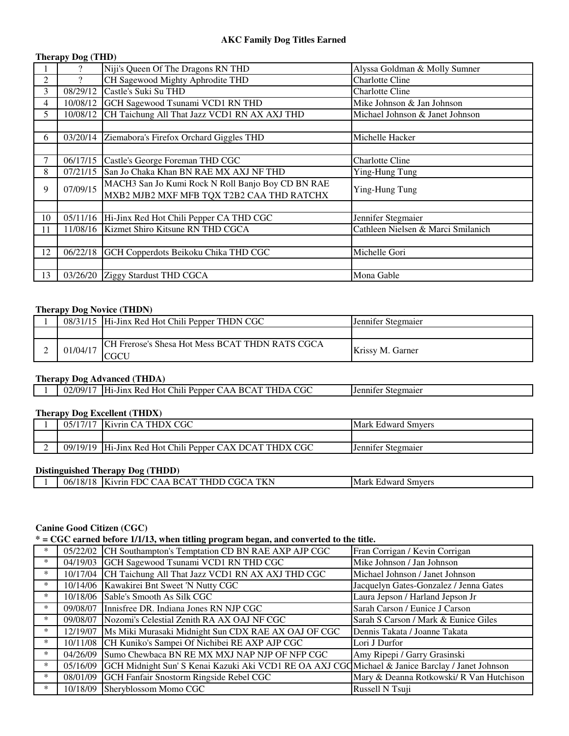# AKC Family Dog Titles Earned

**Therapy Dog (THD)**

| # | Date | Dog | Owner |
|---|---|---|---|
| 1 | ? | Niji's Queen Of The Dragons RN THD | Alyssa Goldman & Molly Sumner |
| 2 | ? | CH Sagewood Mighty Aphrodite THD | Charlotte Cline |
| 3 | 08/29/12 | Castle's Suki Su THD | Charlotte Cline |
| 4 | 10/08/12 | GCH Sagewood Tsunami VCD1 RN THD | Mike Johnson & Jan Johnson |
| 5 | 10/08/12 | CH Taichung All That Jazz VCD1 RN AX AXJ THD | Michael Johnson & Janet Johnson |
| | | | |
| 6 | 03/20/14 | Ziemabora's Firefox Orchard Giggles THD | Michelle Hacker |
| | | | |
| 7 | 06/17/15 | Castle's George Foreman THD CGC | Charlotte Cline |
| 8 | 07/21/15 | San Jo Chaka Khan BN RAE MX AXJ NF THD | Ying-Hung Tung |
| 9 | 07/09/15 | MACH3 San Jo Kumi Rock N Roll Banjo Boy CD BN RAE MXB2 MJB2 MXF MFB TQX T2B2 CAA THD RATCHX | Ying-Hung Tung |
| | | | |
| 10 | 05/11/16 | Hi-Jinx Red Hot Chili Pepper CA THD CGC | Jennifer Stegmaier |
| 11 | 11/08/16 | Kizmet Shiro Kitsune RN THD CGCA | Cathleen Nielsen & Marci Smilanich |
| | | | |
| 12 | 06/22/18 | GCH Copperdots Beikoku Chika THD CGC | Michelle Gori |
| | | | |
| 13 | 03/26/20 | Ziggy Stardust THD CGCA | Mona Gable |

**Therapy Dog Novice (THDN)**

| # | Date | Dog | Owner |
|---|---|---|---|
| 1 | 08/31/15 | Hi-Jinx Red Hot Chili Pepper THDN CGC | Jennifer Stegmaier |
| | | | |
| 2 | 01/04/17 | CH Frerose's Shesa Hot Mess BCAT THDN RATS CGCA CGCU | Krissy M. Garner |

**Therapy Dog Advanced (THDA)**

| # | Date | Dog | Owner |
|---|---|---|---|
| 1 | 02/09/17 | Hi-Jinx Red Hot Chili Pepper CAA BCAT THDA CGC | Jennifer Stegmaier |

**Therapy Dog Excellent (THDX)**

| # | Date | Dog | Owner |
|---|---|---|---|
| 1 | 05/17/17 | Kivrin CA THDX CGC | Mark Edward Smyers |
| | | | |
| 2 | 09/19/19 | Hi-Jinx Red Hot Chili Pepper CAX DCAT THDX CGC | Jennifer Stegmaier |

**Distinguished Therapy Dog (THDD)**

| # | Date | Dog | Owner |
|---|---|---|---|
| 1 | 06/18/18 | Kivrin FDC CAA BCAT THDD CGCA TKN | Mark Edward Smyers |

**Canine Good Citizen (CGC)**

**\* = CGC earned before 1/1/13, when titling program began, and converted to the title.**

| # | Date | Dog | Owner |
|---|---|---|---|
| * | 05/22/02 | CH Southampton's Temptation CD BN RAE AXP AJP CGC | Fran Corrigan / Kevin Corrigan |
| * | 04/19/03 | GCH Sagewood Tsunami VCD1 RN THD CGC | Mike Johnson / Jan Johnson |
| * | 10/17/04 | CH Taichung All That Jazz VCD1 RN AX AXJ THD CGC | Michael Johnson / Janet Johnson |
| * | 10/14/06 | Kawakirei Bnt Sweet 'N Nutty CGC | Jacquelyn Gates-Gonzalez / Jenna Gates |
| * | 10/18/06 | Sable's Smooth As Silk CGC | Laura Jepson / Harland Jepson Jr |
| * | 09/08/07 | Innisfree DR. Indiana Jones RN NJP CGC | Sarah Carson / Eunice J Carson |
| * | 09/08/07 | Nozomi's Celestial Zenith RA AX OAJ NF CGC | Sarah S Carson / Mark & Eunice Giles |
| * | 12/19/07 | Ms Miki Murasaki Midnight Sun CDX RAE AX OAJ OF CGC | Dennis Takata / Joanne Takata |
| * | 10/11/08 | CH Kuniko's Sampei Of Nichibei RE AXP AJP CGC | Lori J Durfor |
| * | 04/26/09 | Sumo Chewbaca BN RE MX MXJ NAP NJP OF NFP CGC | Amy Ripepi / Garry Grasinski |
| * | 05/16/09 | GCH Midnight Sun' S Kenai Kazuki Aki VCD1 RE OA AXJ CGC | Michael & Janice Barclay / Janet Johnson |
| * | 08/01/09 | GCH Fanfair Snostorm Ringside Rebel CGC | Mary & Deanna Rotkowski/ R Van Hutchison |
| * | 10/18/09 | Sheryblossom Momo CGC | Russell N Tsuji |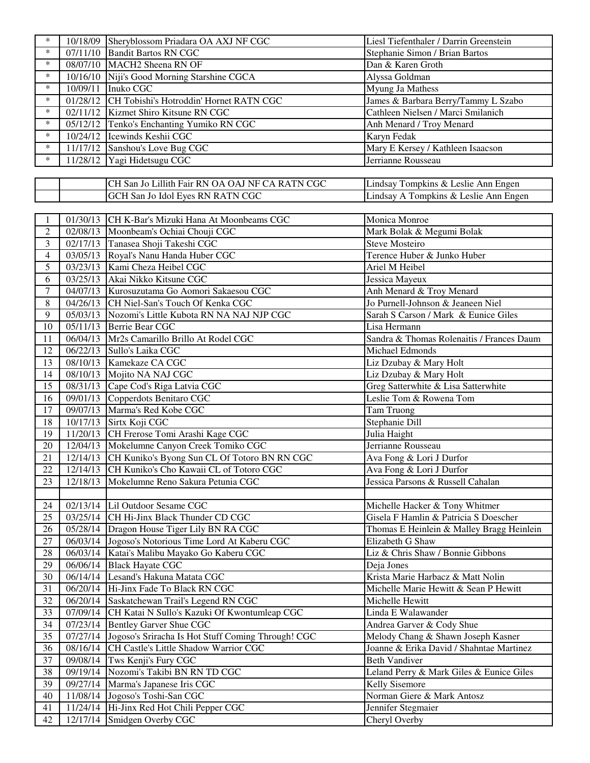| | | | |
|---|---|---|---|
| * | 10/18/09 | Sheryblossom Priadara OA AXJ NF CGC | Liesl Tiefenthaler / Darrin Greenstein |
| * | 07/11/10 | Bandit Bartos RN CGC | Stephanie Simon / Brian Bartos |
| * | 08/07/10 | MACH2 Sheena RN OF | Dan & Karen Groth |
| * | 10/16/10 | Niji's Good Morning Starshine CGCA | Alyssa Goldman |
| * | 10/09/11 | Inuko CGC | Myung Ja Mathess |
| * | 01/28/12 | CH Tobishi's Hotroddin' Hornet RATN CGC | James & Barbara Berry/Tammy L Szabo |
| * | 02/11/12 | Kizmet Shiro Kitsune RN CGC | Cathleen Nielsen / Marci Smilanich |
| * | 05/12/12 | Tenko's Enchanting Yumiko RN CGC | Anh Menard / Troy Menard |
| * | 10/24/12 | Icewinds Keshii CGC | Karyn Fedak |
| * | 11/17/12 | Sanshou's Love Bug CGC | Mary E Kersey / Kathleen Isaacson |
| * | 11/28/12 | Yagi Hidetsugu CGC | Jerrianne Rousseau |

| | | | |
|---|---|---|---|
| | | CH San Jo Lillith Fair RN OA OAJ NF CA RATN CGC | Lindsay Tompkins & Leslie Ann Engen |
| | | GCH San Jo Idol Eyes RN RATN CGC | Lindsay A Tompkins & Leslie Ann Engen |

| | | | |
|---|---|---|---|
| 1 | 01/30/13 | CH K-Bar's Mizuki Hana At Moonbeams CGC | Monica Monroe |
| 2 | 02/08/13 | Moonbeam's Ochiai Chouji CGC | Mark Bolak & Megumi Bolak |
| 3 | 02/17/13 | Tanasea Shoji Takeshi CGC | Steve Mosteiro |
| 4 | 03/05/13 | Royal's Nanu Handa Huber CGC | Terence Huber & Junko Huber |
| 5 | 03/23/13 | Kami Cheza Heibel CGC | Ariel M Heibel |
| 6 | 03/25/13 | Akai Nikko Kitsune CGC | Jessica Mayeux |
| 7 | 04/07/13 | Kurosuzutama Go Aomori Sakaesou CGC | Anh Menard & Troy Menard |
| 8 | 04/26/13 | CH Niel-San's Touch Of Kenka CGC | Jo Purnell-Johnson & Jeaneen Niel |
| 9 | 05/03/13 | Nozomi's Little Kubota RN NA NAJ NJP CGC | Sarah S Carson / Mark & Eunice Giles |
| 10 | 05/11/13 | Berrie Bear CGC | Lisa Hermann |
| 11 | 06/04/13 | Mr2s Camarillo Brillo At Rodel CGC | Sandra & Thomas Rolenaitis / Frances Daum |
| 12 | 06/22/13 | Sullo's Laika CGC | Michael Edmonds |
| 13 | 08/10/13 | Kamekaze CA CGC | Liz Dzubay & Mary Holt |
| 14 | 08/10/13 | Mojito NA NAJ CGC | Liz Dzubay & Mary Holt |
| 15 | 08/31/13 | Cape Cod's Riga Latvia CGC | Greg Satterwhite & Lisa Satterwhite |
| 16 | 09/01/13 | Copperdots Benitaro CGC | Leslie Tom & Rowena Tom |
| 17 | 09/07/13 | Marma's Red Kobe CGC | Tam Truong |
| 18 | 10/17/13 | Sirtx Koji CGC | Stephanie Dill |
| 19 | 11/20/13 | CH Frerose Tomi Arashi Kage CGC | Julia Haight |
| 20 | 12/04/13 | Mokelumne Canyon Creek Tomiko CGC | Jerrianne Rousseau |
| 21 | 12/14/13 | CH Kuniko's Byong Sun CL Of Totoro BN RN CGC | Ava Fong & Lori J Durfor |
| 22 | 12/14/13 | CH Kuniko's Cho Kawaii CL of Totoro CGC | Ava Fong & Lori J Durfor |
| 23 | 12/18/13 | Mokelumne Reno Sakura Petunia CGC | Jessica Parsons & Russell Cahalan |
| | | | |
| 24 | 02/13/14 | Lil Outdoor Sesame CGC | Michelle Hacker & Tony Whitmer |
| 25 | 03/25/14 | CH Hi-Jinx Black Thunder CD CGC | Gisela F Hamlin & Patricia S Doescher |
| 26 | 05/28/14 | Dragon House Tiger Lily BN RA CGC | Thomas E Heinlein & Malley Bragg Heinlein |
| 27 | 06/03/14 | Jogoso's Notorious Time Lord At Kaberu CGC | Elizabeth G Shaw |
| 28 | 06/03/14 | Katai's Malibu Mayako Go Kaberu CGC | Liz & Chris Shaw / Bonnie Gibbons |
| 29 | 06/06/14 | Black Hayate CGC | Deja Jones |
| 30 | 06/14/14 | Lesand's Hakuna Matata CGC | Krista Marie Harbacz & Matt Nolin |
| 31 | 06/20/14 | Hi-Jinx Fade To Black RN CGC | Michelle Marie Hewitt & Sean P Hewitt |
| 32 | 06/20/14 | Saskatchewan Trail's Legend RN CGC | Michelle Hewitt |
| 33 | 07/09/14 | CH Katai N Sullo's Kazuki Of Kwontumleap CGC | Linda E Walawander |
| 34 | 07/23/14 | Bentley Garver Shue CGC | Andrea Garver & Cody Shue |
| 35 | 07/27/14 | Jogoso's Sriracha Is Hot Stuff Coming Through! CGC | Melody Chang & Shawn Joseph Kasner |
| 36 | 08/16/14 | CH Castle's Little Shadow Warrior CGC | Joanne & Erika David / Shahntae Martinez |
| 37 | 09/08/14 | Tws Kenji's Fury CGC | Beth Vandiver |
| 38 | 09/19/14 | Nozomi's Takibi BN RN TD CGC | Leland Perry & Mark Giles & Eunice Giles |
| 39 | 09/27/14 | Marma's Japanese Iris CGC | Kelly Sisemore |
| 40 | 11/08/14 | Jogoso's Toshi-San CGC | Norman Giere & Mark Antosz |
| 41 | 11/24/14 | Hi-Jinx Red Hot Chili Pepper CGC | Jennifer Stegmaier |
| 42 | 12/17/14 | Smidgen Overby CGC | Cheryl Overby |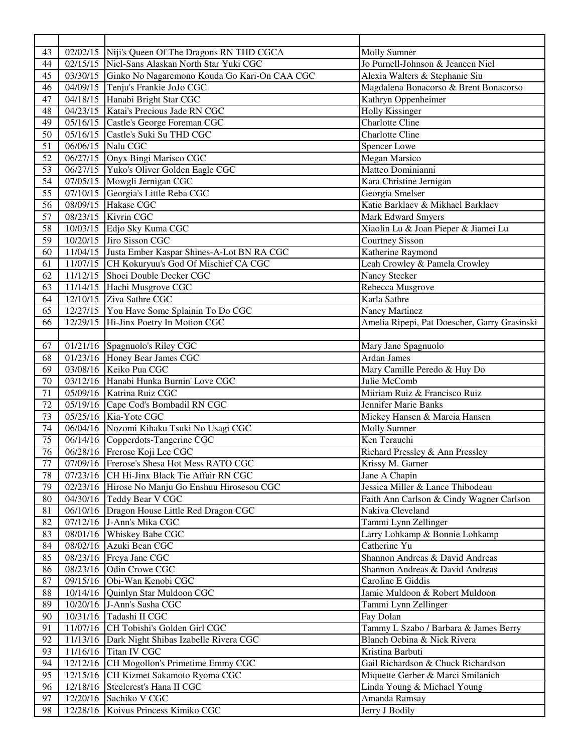| | | | |
|---|---|---|---|
| 43 | 02/02/15 | Niji's Queen Of The Dragons RN THD CGCA | Molly Sumner |
| 44 | 02/15/15 | Niel-Sans Alaskan North Star Yuki CGC | Jo Purnell-Johnson & Jeaneen Niel |
| 45 | 03/30/15 | Ginko No Nagaremono Kouda Go Kari-On CAA CGC | Alexia Walters & Stephanie Siu |
| 46 | 04/09/15 | Tenju's Frankie JoJo CGC | Magdalena Bonacorso & Brent Bonacorso |
| 47 | 04/18/15 | Hanabi Bright Star CGC | Kathryn Oppenheimer |
| 48 | 04/23/15 | Katai's Precious Jade RN CGC | Holly Kissinger |
| 49 | 05/16/15 | Castle's George Foreman CGC | Charlotte Cline |
| 50 | 05/16/15 | Castle's Suki Su THD CGC | Charlotte Cline |
| 51 | 06/06/15 | Nalu CGC | Spencer Lowe |
| 52 | 06/27/15 | Onyx Bingi Marisco CGC | Megan Marsico |
| 53 | 06/27/15 | Yuko's Oliver Golden Eagle CGC | Matteo Dominianni |
| 54 | 07/05/15 | Mowgli Jernigan CGC | Kara Christine Jernigan |
| 55 | 07/10/15 | Georgia's Little Reba CGC | Georgia Smelser |
| 56 | 08/09/15 | Hakase CGC | Katie Barklaev & Mikhael Barklaev |
| 57 | 08/23/15 | Kivrin CGC | Mark Edward Smyers |
| 58 | 10/03/15 | Edjo Sky Kuma CGC | Xiaolin Lu & Joan Pieper & Jiamei Lu |
| 59 | 10/20/15 | Jiro Sisson CGC | Courtney Sisson |
| 60 | 11/04/15 | Justa Ember Kaspar Shines-A-Lot BN RA CGC | Katherine Raymond |
| 61 | 11/07/15 | CH Kokuryuu's God Of Mischief CA CGC | Leah Crowley & Pamela Crowley |
| 62 | 11/12/15 | Shoei Double Decker CGC | Nancy Stecker |
| 63 | 11/14/15 | Hachi Musgrove CGC | Rebecca Musgrove |
| 64 | 12/10/15 | Ziva Sathre CGC | Karla Sathre |
| 65 | 12/27/15 | You Have Some Splainin To Do CGC | Nancy Martinez |
| 66 | 12/29/15 | Hi-Jinx Poetry In Motion CGC | Amelia Ripepi, Pat Doescher, Garry Grasinski |
| | | | |
| 67 | 01/21/16 | Spagnuolo's Riley CGC | Mary Jane Spagnuolo |
| 68 | 01/23/16 | Honey Bear James CGC | Ardan James |
| 69 | 03/08/16 | Keiko Pua CGC | Mary Camille Peredo & Huy Do |
| 70 | 03/12/16 | Hanabi Hunka Burnin' Love CGC | Julie McComb |
| 71 | 05/09/16 | Katrina Ruiz CGC | Miiriam Ruiz & Francisco Ruiz |
| 72 | 05/19/16 | Cape Cod's Bombadil RN CGC | Jennifer Marie Banks |
| 73 | 05/25/16 | Kia-Yote CGC | Mickey Hansen & Marcia Hansen |
| 74 | 06/04/16 | Nozomi Kihaku Tsuki No Usagi CGC | Molly Sumner |
| 75 | 06/14/16 | Copperdots-Tangerine CGC | Ken Terauchi |
| 76 | 06/28/16 | Frerose Koji Lee CGC | Richard Pressley & Ann Pressley |
| 77 | 07/09/16 | Frerose's Shesa Hot Mess RATO CGC | Krissy M. Garner |
| 78 | 07/23/16 | CH Hi-Jinx Black Tie Affair RN CGC | Jane A Chapin |
| 79 | 02/23/16 | Hirose No Manju Go Enshuu Hirosesou CGC | Jessica Miller & Lance Thibodeau |
| 80 | 04/30/16 | Teddy Bear V CGC | Faith Ann Carlson & Cindy Wagner Carlson |
| 81 | 06/10/16 | Dragon House Little Red Dragon CGC | Nakiva Cleveland |
| 82 | 07/12/16 | J-Ann's Mika CGC | Tammi Lynn Zellinger |
| 83 | 08/01/16 | Whiskey Babe CGC | Larry Lohkamp & Bonnie Lohkamp |
| 84 | 08/02/16 | Azuki Bean CGC | Catherine Yu |
| 85 | 08/23/16 | Freya Jane CGC | Shannon Andreas & David Andreas |
| 86 | 08/23/16 | Odin Crowe CGC | Shannon Andreas & David Andreas |
| 87 | 09/15/16 | Obi-Wan Kenobi CGC | Caroline E Giddis |
| 88 | 10/14/16 | Quinlyn Star Muldoon CGC | Jamie Muldoon & Robert Muldoon |
| 89 | 10/20/16 | J-Ann's Sasha CGC | Tammi Lynn Zellinger |
| 90 | 10/31/16 | Tadashi II CGC | Fay Dolan |
| 91 | 11/07/16 | CH Tobishi's Golden Girl CGC | Tammy L Szabo / Barbara & James Berry |
| 92 | 11/13/16 | Dark Night Shibas Izabelle Rivera CGC | Blanch Ocbina & Nick Rivera |
| 93 | 11/16/16 | Titan IV CGC | Kristina Barbuti |
| 94 | 12/12/16 | CH Mogollon's Primetime Emmy CGC | Gail Richardson & Chuck Richardson |
| 95 | 12/15/16 | CH Kizmet Sakamoto Ryoma CGC | Miquette Gerber & Marci Smilanich |
| 96 | 12/18/16 | Steelcrest's Hana II CGC | Linda Young & Michael Young |
| 97 | 12/20/16 | Sachiko V CGC | Amanda Ramsay |
| 98 | 12/28/16 | Koivus Princess Kimiko CGC | Jerry J Bodily |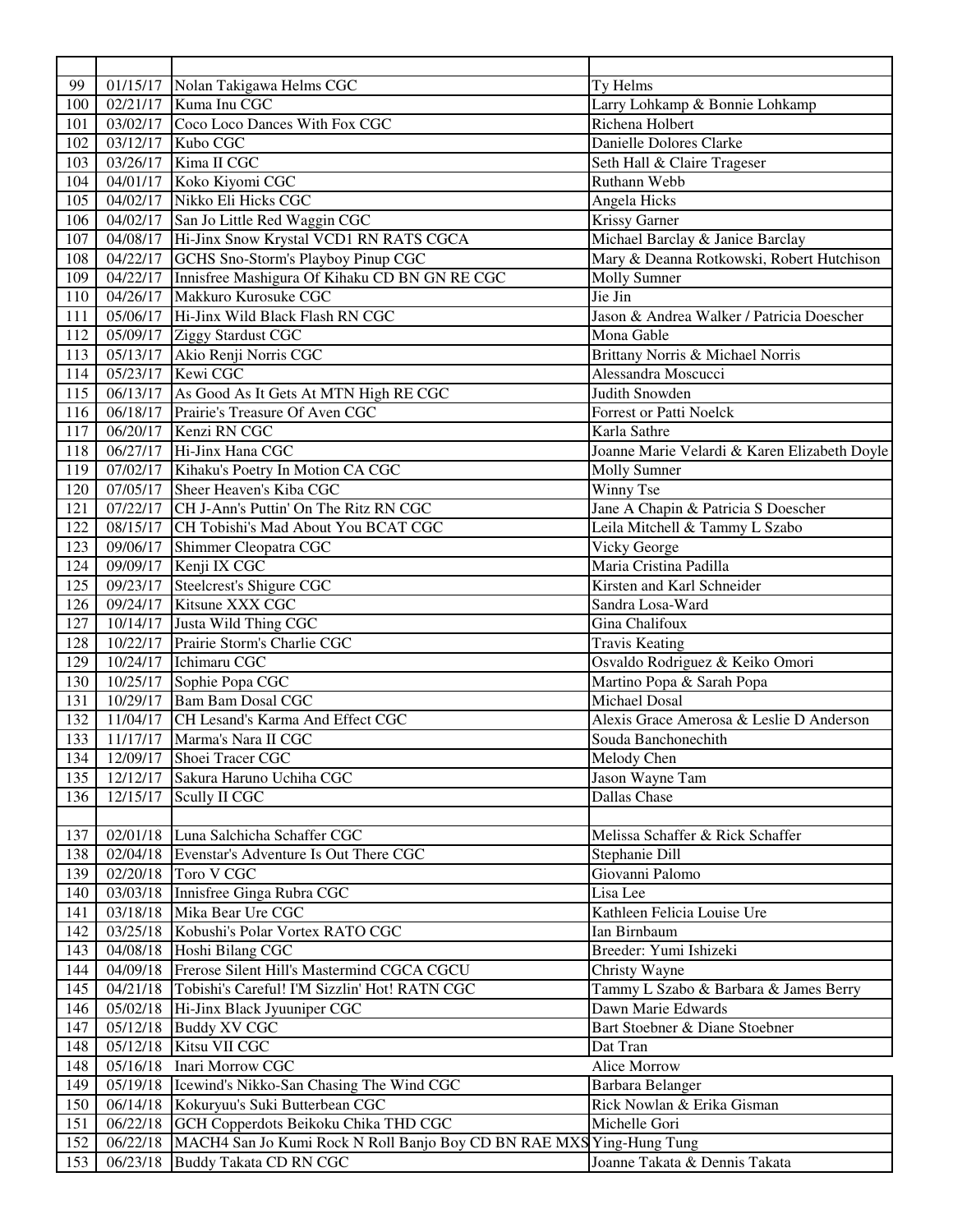| | | | |
|---|---|---|---|
| 99 | 01/15/17 | Nolan Takigawa Helms CGC | Ty Helms |
| 100 | 02/21/17 | Kuma Inu CGC | Larry Lohkamp & Bonnie Lohkamp |
| 101 | 03/02/17 | Coco Loco Dances With Fox CGC | Richena Holbert |
| 102 | 03/12/17 | Kubo CGC | Danielle Dolores Clarke |
| 103 | 03/26/17 | Kima II CGC | Seth Hall & Claire Trageser |
| 104 | 04/01/17 | Koko Kiyomi CGC | Ruthann Webb |
| 105 | 04/02/17 | Nikko Eli Hicks CGC | Angela Hicks |
| 106 | 04/02/17 | San Jo Little Red Waggin CGC | Krissy Garner |
| 107 | 04/08/17 | Hi-Jinx Snow Krystal VCD1 RN RATS CGCA | Michael Barclay & Janice Barclay |
| 108 | 04/22/17 | GCHS Sno-Storm's Playboy Pinup CGC | Mary & Deanna Rotkowski, Robert Hutchison |
| 109 | 04/22/17 | Innisfree Mashigura Of Kihaku CD BN GN RE CGC | Molly Sumner |
| 110 | 04/26/17 | Makkuro Kurosuke CGC | Jie Jin |
| 111 | 05/06/17 | Hi-Jinx Wild Black Flash RN CGC | Jason & Andrea Walker / Patricia Doescher |
| 112 | 05/09/17 | Ziggy Stardust CGC | Mona Gable |
| 113 | 05/13/17 | Akio Renji Norris CGC | Brittany Norris & Michael Norris |
| 114 | 05/23/17 | Kewi CGC | Alessandra Moscucci |
| 115 | 06/13/17 | As Good As It Gets At MTN High RE CGC | Judith Snowden |
| 116 | 06/18/17 | Prairie's Treasure Of Aven CGC | Forrest or Patti Noelck |
| 117 | 06/20/17 | Kenzi RN CGC | Karla Sathre |
| 118 | 06/27/17 | Hi-Jinx Hana CGC | Joanne Marie Velardi & Karen Elizabeth Doyle |
| 119 | 07/02/17 | Kihaku's Poetry In Motion CA CGC | Molly Sumner |
| 120 | 07/05/17 | Sheer Heaven's Kiba CGC | Winny Tse |
| 121 | 07/22/17 | CH J-Ann's Puttin' On The Ritz RN CGC | Jane A Chapin & Patricia S Doescher |
| 122 | 08/15/17 | CH Tobishi's Mad About You BCAT CGC | Leila Mitchell & Tammy L Szabo |
| 123 | 09/06/17 | Shimmer Cleopatra CGC | Vicky George |
| 124 | 09/09/17 | Kenji IX CGC | Maria Cristina Padilla |
| 125 | 09/23/17 | Steelcrest's Shigure CGC | Kirsten and Karl Schneider |
| 126 | 09/24/17 | Kitsune XXX CGC | Sandra Losa-Ward |
| 127 | 10/14/17 | Justa Wild Thing CGC | Gina Chalifoux |
| 128 | 10/22/17 | Prairie Storm's Charlie CGC | Travis Keating |
| 129 | 10/24/17 | Ichimaru CGC | Osvaldo Rodriguez & Keiko Omori |
| 130 | 10/25/17 | Sophie Popa CGC | Martino Popa & Sarah Popa |
| 131 | 10/29/17 | Bam Bam Dosal CGC | Michael Dosal |
| 132 | 11/04/17 | CH Lesand's Karma And Effect CGC | Alexis Grace Amerosa & Leslie D Anderson |
| 133 | 11/17/17 | Marma's Nara II CGC | Souda Banchonechith |
| 134 | 12/09/17 | Shoei Tracer CGC | Melody Chen |
| 135 | 12/12/17 | Sakura Haruno Uchiha CGC | Jason Wayne Tam |
| 136 | 12/15/17 | Scully II CGC | Dallas Chase |
| | | | |
| 137 | 02/01/18 | Luna Salchicha Schaffer CGC | Melissa Schaffer & Rick Schaffer |
| 138 | 02/04/18 | Evenstar's Adventure Is Out There CGC | Stephanie Dill |
| 139 | 02/20/18 | Toro V CGC | Giovanni Palomo |
| 140 | 03/03/18 | Innisfree Ginga Rubra CGC | Lisa Lee |
| 141 | 03/18/18 | Mika Bear Ure CGC | Kathleen Felicia Louise Ure |
| 142 | 03/25/18 | Kobushi's Polar Vortex RATO CGC | Ian Birnbaum |
| 143 | 04/08/18 | Hoshi Bilang CGC | Breeder: Yumi Ishizeki |
| 144 | 04/09/18 | Frerose Silent Hill's Mastermind CGCA CGCU | Christy Wayne |
| 145 | 04/21/18 | Tobishi's Careful! I'M Sizzlin' Hot! RATN CGC | Tammy L Szabo & Barbara & James Berry |
| 146 | 05/02/18 | Hi-Jinx Black Jyuuniper CGC | Dawn Marie Edwards |
| 147 | 05/12/18 | Buddy XV CGC | Bart Stoebner & Diane Stoebner |
| 148 | 05/12/18 | Kitsu VII CGC | Dat Tran |
| 148 | 05/16/18 | Inari Morrow CGC | Alice Morrow |
| 149 | 05/19/18 | Icewind's Nikko-San Chasing The Wind CGC | Barbara Belanger |
| 150 | 06/14/18 | Kokuryuu's Suki Butterbean CGC | Rick Nowlan & Erika Gisman |
| 151 | 06/22/18 | GCH Copperdots Beikoku Chika THD CGC | Michelle Gori |
| 152 | 06/22/18 | MACH4 San Jo Kumi Rock N Roll Banjo Boy CD BN RAE MXS | Ying-Hung Tung |
| 153 | 06/23/18 | Buddy Takata CD RN CGC | Joanne Takata & Dennis Takata |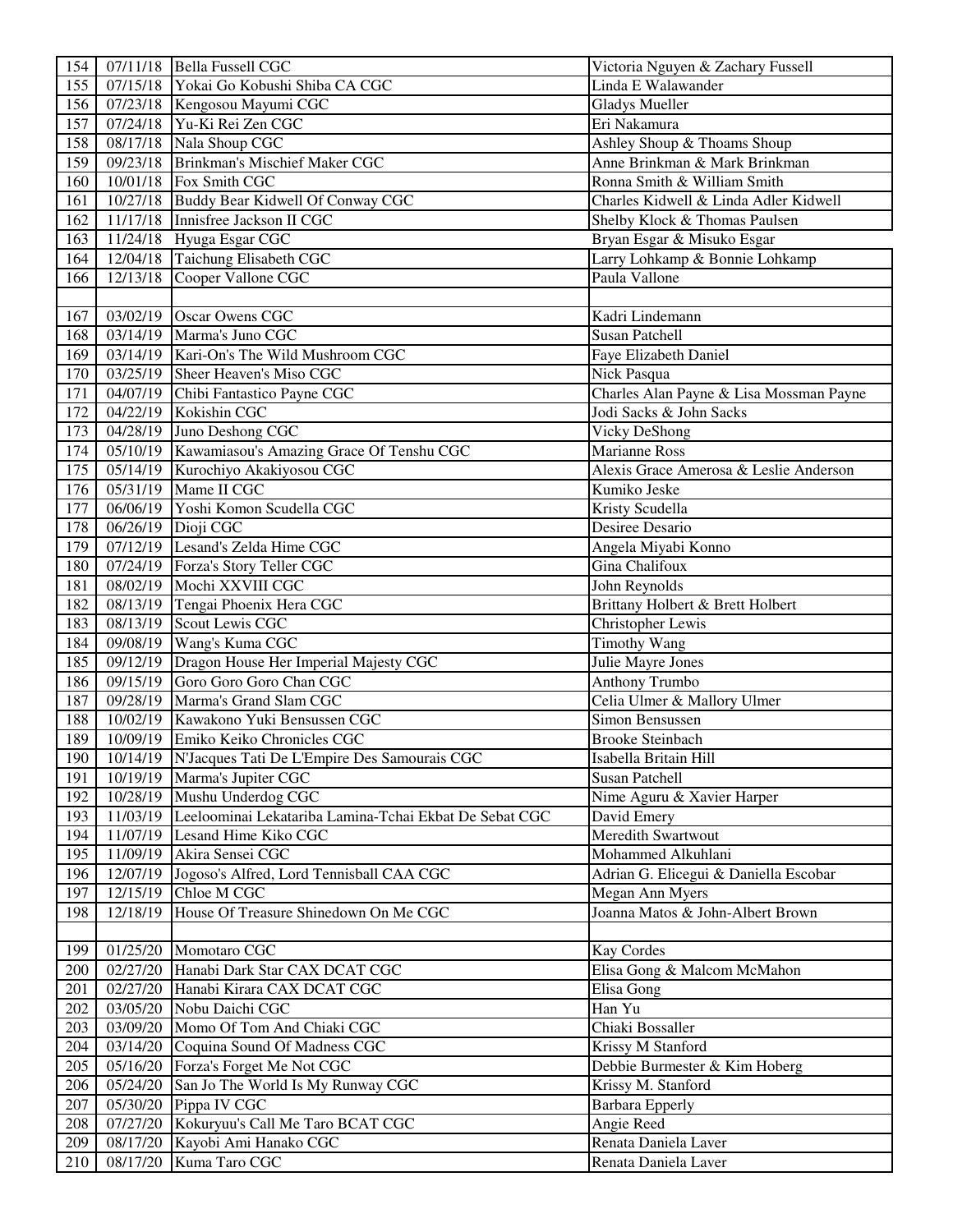| | | | |
|---|---|---|---|
| 154 | 07/11/18 | Bella Fussell CGC | Victoria Nguyen & Zachary Fussell |
| 155 | 07/15/18 | Yokai Go Kobushi Shiba CA CGC | Linda E Walawander |
| 156 | 07/23/18 | Kengosou Mayumi CGC | Gladys Mueller |
| 157 | 07/24/18 | Yu-Ki Rei Zen CGC | Eri Nakamura |
| 158 | 08/17/18 | Nala Shoup CGC | Ashley Shoup & Thoams Shoup |
| 159 | 09/23/18 | Brinkman's Mischief Maker CGC | Anne Brinkman & Mark Brinkman |
| 160 | 10/01/18 | Fox Smith CGC | Ronna Smith & William Smith |
| 161 | 10/27/18 | Buddy Bear Kidwell Of Conway CGC | Charles Kidwell & Linda Adler Kidwell |
| 162 | 11/17/18 | Innisfree Jackson II CGC | Shelby Klock & Thomas Paulsen |
| 163 | 11/24/18 | Hyuga Esgar CGC | Bryan Esgar & Misuko Esgar |
| 164 | 12/04/18 | Taichung Elisabeth CGC | Larry Lohkamp & Bonnie Lohkamp |
| 166 | 12/13/18 | Cooper Vallone CGC | Paula Vallone |
| | | | |
| 167 | 03/02/19 | Oscar Owens CGC | Kadri Lindemann |
| 168 | 03/14/19 | Marma's Juno CGC | Susan Patchell |
| 169 | 03/14/19 | Kari-On's The Wild Mushroom CGC | Faye Elizabeth Daniel |
| 170 | 03/25/19 | Sheer Heaven's Miso CGC | Nick Pasqua |
| 171 | 04/07/19 | Chibi Fantastico Payne CGC | Charles Alan Payne & Lisa Mossman Payne |
| 172 | 04/22/19 | Kokishin CGC | Jodi Sacks & John Sacks |
| 173 | 04/28/19 | Juno Deshong CGC | Vicky DeShong |
| 174 | 05/10/19 | Kawamiasou's Amazing Grace Of Tenshu CGC | Marianne Ross |
| 175 | 05/14/19 | Kurochiyo Akakiyosou CGC | Alexis Grace Amerosa & Leslie Anderson |
| 176 | 05/31/19 | Mame II CGC | Kumiko Jeske |
| 177 | 06/06/19 | Yoshi Komon Scudella CGC | Kristy Scudella |
| 178 | 06/26/19 | Dioji CGC | Desiree Desario |
| 179 | 07/12/19 | Lesand's Zelda Hime CGC | Angela Miyabi Konno |
| 180 | 07/24/19 | Forza's Story Teller CGC | Gina Chalifoux |
| 181 | 08/02/19 | Mochi XXVIII CGC | John Reynolds |
| 182 | 08/13/19 | Tengai Phoenix Hera CGC | Brittany Holbert & Brett Holbert |
| 183 | 08/13/19 | Scout Lewis CGC | Christopher Lewis |
| 184 | 09/08/19 | Wang's Kuma CGC | Timothy Wang |
| 185 | 09/12/19 | Dragon House Her Imperial Majesty CGC | Julie Mayre Jones |
| 186 | 09/15/19 | Goro Goro Goro Chan CGC | Anthony Trumbo |
| 187 | 09/28/19 | Marma's Grand Slam CGC | Celia Ulmer & Mallory Ulmer |
| 188 | 10/02/19 | Kawakono Yuki Bensussen CGC | Simon Bensussen |
| 189 | 10/09/19 | Emiko Keiko Chronicles CGC | Brooke Steinbach |
| 190 | 10/14/19 | N'Jacques Tati De L'Empire Des Samourais CGC | Isabella Britain Hill |
| 191 | 10/19/19 | Marma's Jupiter CGC | Susan Patchell |
| 192 | 10/28/19 | Mushu Underdog CGC | Nime Aguru & Xavier Harper |
| 193 | 11/03/19 | Leeloominai Lekatariba Lamina-Tchai Ekbat De Sebat CGC | David Emery |
| 194 | 11/07/19 | Lesand Hime Kiko CGC | Meredith Swartwout |
| 195 | 11/09/19 | Akira Sensei CGC | Mohammed Alkuhlani |
| 196 | 12/07/19 | Jogoso's Alfred, Lord Tennisball CAA CGC | Adrian G. Elicegui & Daniella Escobar |
| 197 | 12/15/19 | Chloe M CGC | Megan Ann Myers |
| 198 | 12/18/19 | House Of Treasure Shinedown On Me CGC | Joanna Matos & John-Albert Brown |
| | | | |
| 199 | 01/25/20 | Momotaro CGC | Kay Cordes |
| 200 | 02/27/20 | Hanabi Dark Star CAX DCAT CGC | Elisa Gong & Malcom McMahon |
| 201 | 02/27/20 | Hanabi Kirara CAX DCAT CGC | Elisa Gong |
| 202 | 03/05/20 | Nobu Daichi CGC | Han Yu |
| 203 | 03/09/20 | Momo Of Tom And Chiaki CGC | Chiaki Bossaller |
| 204 | 03/14/20 | Coquina Sound Of Madness CGC | Krissy M Stanford |
| 205 | 05/16/20 | Forza's Forget Me Not CGC | Debbie Burmester & Kim Hoberg |
| 206 | 05/24/20 | San Jo The World Is My Runway CGC | Krissy M. Stanford |
| 207 | 05/30/20 | Pippa IV CGC | Barbara Epperly |
| 208 | 07/27/20 | Kokuryuu's Call Me Taro BCAT CGC | Angie Reed |
| 209 | 08/17/20 | Kayobi Ami Hanako CGC | Renata Daniela Laver |
| 210 | 08/17/20 | Kuma Taro CGC | Renata Daniela Laver |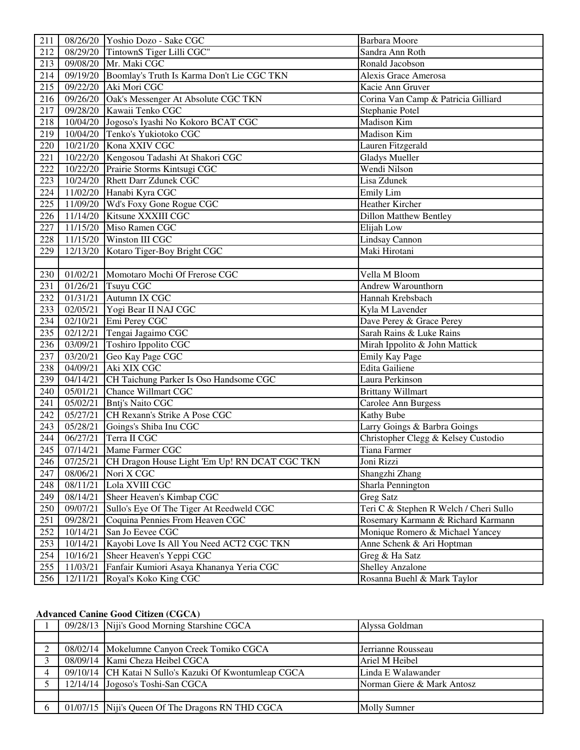| | | | |
|---|---|---|---|
| 211 | 08/26/20 | Yoshio Dozo - Sake CGC | Barbara Moore |
| 212 | 08/29/20 | TintownS Tiger Lilli CGC" | Sandra Ann Roth |
| 213 | 09/08/20 | Mr. Maki CGC | Ronald Jacobson |
| 214 | 09/19/20 | Boomlay's Truth Is Karma Don't Lie CGC TKN | Alexis Grace Amerosa |
| 215 | 09/22/20 | Aki Mori CGC | Kacie Ann Gruver |
| 216 | 09/26/20 | Oak's Messenger At Absolute CGC TKN | Corina Van Camp & Patricia Gilliard |
| 217 | 09/28/20 | Kawaii Tenko CGC | Stephanie Potel |
| 218 | 10/04/20 | Jogoso's Iyashi No Kokoro BCAT CGC | Madison Kim |
| 219 | 10/04/20 | Tenko's Yukiotoko CGC | Madison Kim |
| 220 | 10/21/20 | Kona XXIV CGC | Lauren Fitzgerald |
| 221 | 10/22/20 | Kengosou Tadashi At Shakori CGC | Gladys Mueller |
| 222 | 10/22/20 | Prairie Storms Kintsugi CGC | Wendi Nilson |
| 223 | 10/24/20 | Rhett Darr Zdunek CGC | Lisa Zdunek |
| 224 | 11/02/20 | Hanabi Kyra CGC | Emily Lim |
| 225 | 11/09/20 | Wd's Foxy Gone Rogue CGC | Heather Kircher |
| 226 | 11/14/20 | Kitsune XXXIII CGC | Dillon Matthew Bentley |
| 227 | 11/15/20 | Miso Ramen CGC | Elijah Low |
| 228 | 11/15/20 | Winston III CGC | Lindsay Cannon |
| 229 | 12/13/20 | Kotaro Tiger-Boy Bright CGC | Maki Hirotani |
| | | | |
| 230 | 01/02/21 | Momotaro Mochi Of Frerose CGC | Vella M Bloom |
| 231 | 01/26/21 | Tsuyu CGC | Andrew Warounthorn |
| 232 | 01/31/21 | Autumn IX CGC | Hannah Krebsbach |
| 233 | 02/05/21 | Yogi Bear II NAJ CGC | Kyla M Lavender |
| 234 | 02/10/21 | Emi Perey CGC | Dave Perey & Grace Perey |
| 235 | 02/12/21 | Tengai Jagaimo CGC | Sarah Rains & Luke Rains |
| 236 | 03/09/21 | Toshiro Ippolito CGC | Mirah Ippolito & John Mattick |
| 237 | 03/20/21 | Geo Kay Page CGC | Emily Kay Page |
| 238 | 04/09/21 | Aki XIX CGC | Edita Gailiene |
| 239 | 04/14/21 | CH Taichung Parker Is Oso Handsome CGC | Laura Perkinson |
| 240 | 05/01/21 | Chance Willmart CGC | Brittany Willmart |
| 241 | 05/02/21 | Bntj's Naito CGC | Carolee Ann Burgess |
| 242 | 05/27/21 | CH Rexann's Strike A Pose CGC | Kathy Bube |
| 243 | 05/28/21 | Goings's Shiba Inu CGC | Larry Goings & Barbra Goings |
| 244 | 06/27/21 | Terra II CGC | Christopher Clegg & Kelsey Custodio |
| 245 | 07/14/21 | Mame Farmer CGC | Tiana Farmer |
| 246 | 07/25/21 | CH Dragon House Light 'Em Up! RN DCAT CGC TKN | Joni Rizzi |
| 247 | 08/06/21 | Nori X CGC | Shangzhi Zhang |
| 248 | 08/11/21 | Lola XVIII CGC | Sharla Pennington |
| 249 | 08/14/21 | Sheer Heaven's Kimbap CGC | Greg Satz |
| 250 | 09/07/21 | Sullo's Eye Of The Tiger At Reedweld CGC | Teri C & Stephen R Welch / Cheri Sullo |
| 251 | 09/28/21 | Coquina Pennies From Heaven CGC | Rosemary Karmann & Richard Karmann |
| 252 | 10/14/21 | San Jo Eevee CGC | Monique Romero & Michael Yancey |
| 253 | 10/14/21 | Kayobi Love Is All You Need ACT2 CGC TKN | Anne Schenk & Ari Hoptman |
| 254 | 10/16/21 | Sheer Heaven's Yeppi CGC | Greg & Ha Satz |
| 255 | 11/03/21 | Fanfair Kumiori Asaya Khananya Yeria CGC | Shelley Anzalone |
| 256 | 12/11/21 | Royal's Koko King CGC | Rosanna Buehl & Mark Taylor |

**Advanced Canine Good Citizen (CGCA)**

| | | | |
|---|---|---|---|
| 1 | 09/28/13 | Niji's Good Morning Starshine CGCA | Alyssa Goldman |
| | | | |
| 2 | 08/02/14 | Mokelumne Canyon Creek Tomiko CGCA | Jerrianne Rousseau |
| 3 | 08/09/14 | Kami Cheza Heibel CGCA | Ariel M Heibel |
| 4 | 09/10/14 | CH Katai N Sullo's Kazuki Of Kwontumleap CGCA | Linda E Walawander |
| 5 | 12/14/14 | Jogoso's Toshi-San CGCA | Norman Giere & Mark Antosz |
| | | | |
| 6 | 01/07/15 | Niji's Queen Of The Dragons RN THD CGCA | Molly Sumner |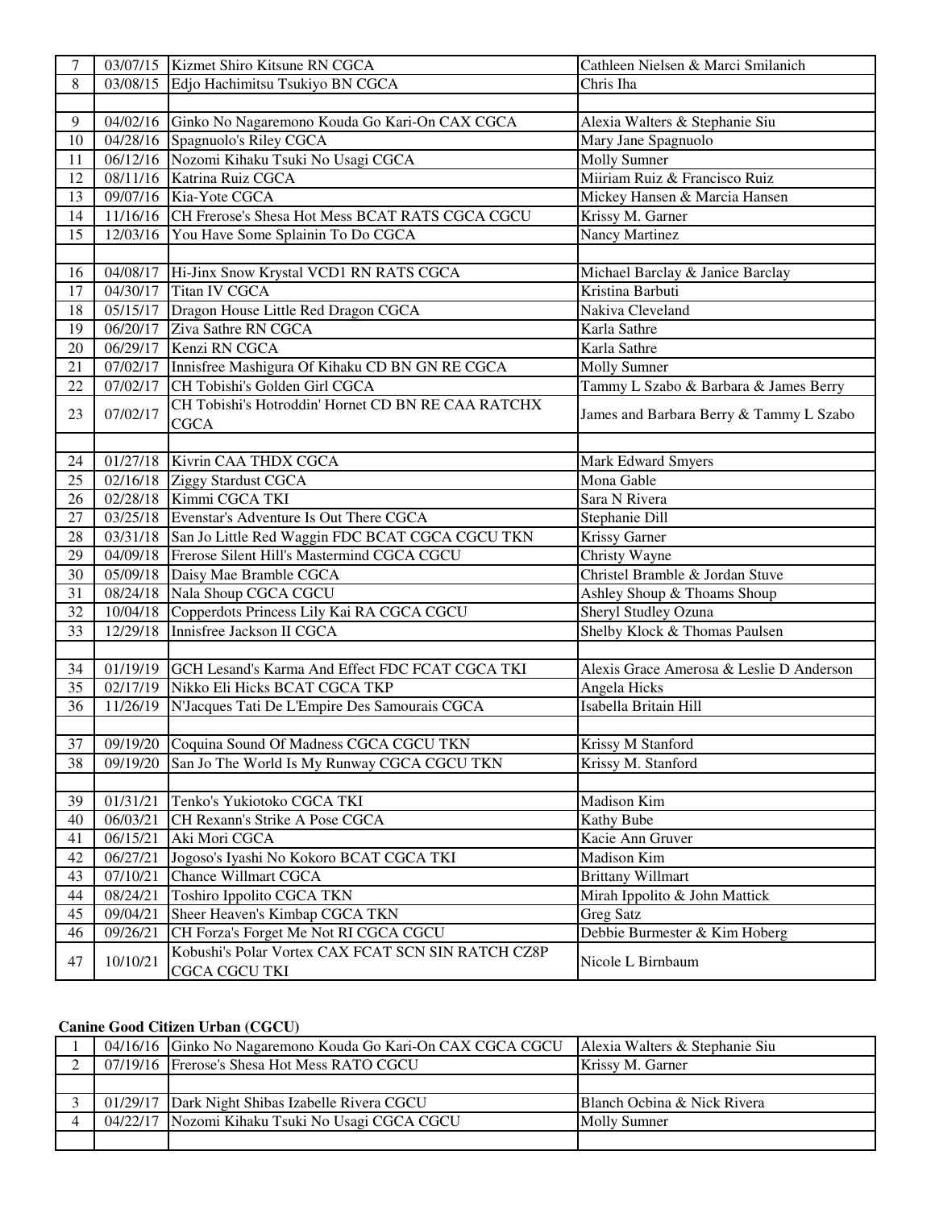| | | | |
|---|---|---|---|
| 7 | 03/07/15 | Kizmet Shiro Kitsune RN CGCA | Cathleen Nielsen & Marci Smilanich |
| 8 | 03/08/15 | Edjo Hachimitsu Tsukiyo BN CGCA | Chris Iha |
| | | | |
| 9 | 04/02/16 | Ginko No Nagaremono Kouda Go Kari-On CAX CGCA | Alexia Walters & Stephanie Siu |
| 10 | 04/28/16 | Spagnuolo's Riley CGCA | Mary Jane Spagnuolo |
| 11 | 06/12/16 | Nozomi Kihaku Tsuki No Usagi CGCA | Molly Sumner |
| 12 | 08/11/16 | Katrina Ruiz CGCA | Miiriam Ruiz & Francisco Ruiz |
| 13 | 09/07/16 | Kia-Yote CGCA | Mickey Hansen & Marcia Hansen |
| 14 | 11/16/16 | CH Frerose's Shesa Hot Mess BCAT RATS CGCA CGCU | Krissy M. Garner |
| 15 | 12/03/16 | You Have Some Splainin To Do CGCA | Nancy Martinez |
| | | | |
| 16 | 04/08/17 | Hi-Jinx Snow Krystal VCD1 RN RATS CGCA | Michael Barclay & Janice Barclay |
| 17 | 04/30/17 | Titan IV CGCA | Kristina Barbuti |
| 18 | 05/15/17 | Dragon House Little Red Dragon CGCA | Nakiva Cleveland |
| 19 | 06/20/17 | Ziva Sathre RN CGCA | Karla Sathre |
| 20 | 06/29/17 | Kenzi RN CGCA | Karla Sathre |
| 21 | 07/02/17 | Innisfree Mashigura Of Kihaku CD BN GN RE CGCA | Molly Sumner |
| 22 | 07/02/17 | CH Tobishi's Golden Girl CGCA | Tammy L Szabo & Barbara & James Berry |
| 23 | 07/02/17 | CH Tobishi's Hotroddin' Hornet CD BN RE CAA RATCHX CGCA | James and Barbara Berry & Tammy L Szabo |
| | | | |
| 24 | 01/27/18 | Kivrin CAA THDX CGCA | Mark Edward Smyers |
| 25 | 02/16/18 | Ziggy Stardust CGCA | Mona Gable |
| 26 | 02/28/18 | Kimmi CGCA TKI | Sara N Rivera |
| 27 | 03/25/18 | Evenstar's Adventure Is Out There CGCA | Stephanie Dill |
| 28 | 03/31/18 | San Jo Little Red Waggin FDC BCAT CGCA CGCU TKN | Krissy Garner |
| 29 | 04/09/18 | Frerose Silent Hill's Mastermind CGCA CGCU | Christy Wayne |
| 30 | 05/09/18 | Daisy Mae Bramble CGCA | Christel Bramble & Jordan Stuve |
| 31 | 08/24/18 | Nala Shoup CGCA CGCU | Ashley Shoup & Thoams Shoup |
| 32 | 10/04/18 | Copperdots Princess Lily Kai RA CGCA CGCU | Sheryl Studley Ozuna |
| 33 | 12/29/18 | Innisfree Jackson II CGCA | Shelby Klock & Thomas Paulsen |
| | | | |
| 34 | 01/19/19 | GCH Lesand's Karma And Effect FDC FCAT CGCA TKI | Alexis Grace Amerosa & Leslie D Anderson |
| 35 | 02/17/19 | Nikko Eli Hicks BCAT CGCA TKP | Angela Hicks |
| 36 | 11/26/19 | N'Jacques Tati De L'Empire Des Samourais CGCA | Isabella Britain Hill |
| | | | |
| 37 | 09/19/20 | Coquina Sound Of Madness CGCA CGCU TKN | Krissy M Stanford |
| 38 | 09/19/20 | San Jo The World Is My Runway CGCA CGCU TKN | Krissy M. Stanford |
| | | | |
| 39 | 01/31/21 | Tenko's Yukiotoko CGCA TKI | Madison Kim |
| 40 | 06/03/21 | CH Rexann's Strike A Pose CGCA | Kathy Bube |
| 41 | 06/15/21 | Aki Mori CGCA | Kacie Ann Gruver |
| 42 | 06/27/21 | Jogoso's Iyashi No Kokoro BCAT CGCA TKI | Madison Kim |
| 43 | 07/10/21 | Chance Willmart CGCA | Brittany Willmart |
| 44 | 08/24/21 | Toshiro Ippolito CGCA TKN | Mirah Ippolito & John Mattick |
| 45 | 09/04/21 | Sheer Heaven's Kimbap CGCA TKN | Greg Satz |
| 46 | 09/26/21 | CH Forza's Forget Me Not RI CGCA CGCU | Debbie Burmester & Kim Hoberg |
| 47 | 10/10/21 | Kobushi's Polar Vortex CAX FCAT SCN SIN RATCH CZ8P CGCA CGCU TKI | Nicole L Birnbaum |

**Canine Good Citizen Urban (CGCU)**

| | | | |
|---|---|---|---|
| 1 | 04/16/16 | Ginko No Nagaremono Kouda Go Kari-On CAX CGCA CGCU | Alexia Walters & Stephanie Siu |
| 2 | 07/19/16 | Frerose's Shesa Hot Mess RATO CGCU | Krissy M. Garner |
| | | | |
| 3 | 01/29/17 | Dark Night Shibas Izabelle Rivera CGCU | Blanch Ocbina & Nick Rivera |
| 4 | 04/22/17 | Nozomi Kihaku Tsuki No Usagi CGCA CGCU | Molly Sumner |
| | | | |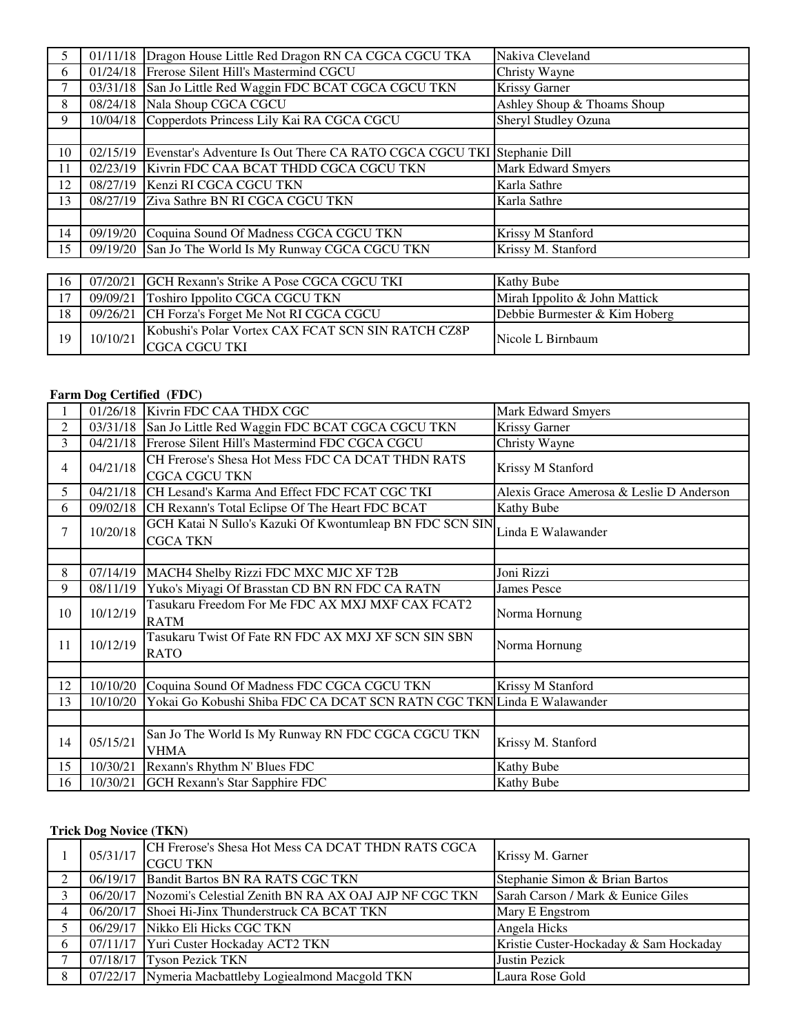| | | | |
|---|---|---|---|
| 5 | 01/11/18 | Dragon House Little Red Dragon RN CA CGCA CGCU TKA | Nakiva Cleveland |
| 6 | 01/24/18 | Frerose Silent Hill's Mastermind CGCU | Christy Wayne |
| 7 | 03/31/18 | San Jo Little Red Waggin FDC BCAT CGCA CGCU TKN | Krissy Garner |
| 8 | 08/24/18 | Nala Shoup CGCA CGCU | Ashley Shoup & Thoams Shoup |
| 9 | 10/04/18 | Copperdots Princess Lily Kai RA CGCA CGCU | Sheryl Studley Ozuna |
| | | | |
| 10 | 02/15/19 | Evenstar's Adventure Is Out There CA RATO CGCA CGCU TKI | Stephanie Dill |
| 11 | 02/23/19 | Kivrin FDC CAA BCAT THDD CGCA CGCU TKN | Mark Edward Smyers |
| 12 | 08/27/19 | Kenzi RI CGCA CGCU TKN | Karla Sathre |
| 13 | 08/27/19 | Ziva Sathre BN RI CGCA CGCU TKN | Karla Sathre |
| | | | |
| 14 | 09/19/20 | Coquina Sound Of Madness CGCA CGCU TKN | Krissy M Stanford |
| 15 | 09/19/20 | San Jo The World Is My Runway CGCA CGCU TKN | Krissy M. Stanford |
| | | | |
| 16 | 07/20/21 | GCH Rexann's Strike A Pose CGCA CGCU TKI | Kathy Bube |
| 17 | 09/09/21 | Toshiro Ippolito CGCA CGCU TKN | Mirah Ippolito & John Mattick |
| 18 | 09/26/21 | CH Forza's Forget Me Not RI CGCA CGCU | Debbie Burmester & Kim Hoberg |
| 19 | 10/10/21 | Kobushi's Polar Vortex CAX FCAT SCN SIN RATCH CZ8P CGCA CGCU TKI | Nicole L Birnbaum |

**Farm Dog Certified (FDC)**

| | | | |
|---|---|---|---|
| 1 | 01/26/18 | Kivrin FDC CAA THDX CGC | Mark Edward Smyers |
| 2 | 03/31/18 | San Jo Little Red Waggin FDC BCAT CGCA CGCU TKN | Krissy Garner |
| 3 | 04/21/18 | Frerose Silent Hill's Mastermind FDC CGCA CGCU | Christy Wayne |
| 4 | 04/21/18 | CH Frerose's Shesa Hot Mess FDC CA DCAT THDN RATS CGCA CGCU TKN | Krissy M Stanford |
| 5 | 04/21/18 | CH Lesand's Karma And Effect FDC FCAT CGC TKI | Alexis Grace Amerosa & Leslie D Anderson |
| 6 | 09/02/18 | CH Rexann's Total Eclipse Of The Heart FDC BCAT | Kathy Bube |
| 7 | 10/20/18 | GCH Katai N Sullo's Kazuki Of Kwontumleap BN FDC SCN SIN CGCA TKN | Linda E Walawander |
| | | | |
| 8 | 07/14/19 | MACH4 Shelby Rizzi FDC MXC MJC XF T2B | Joni Rizzi |
| 9 | 08/11/19 | Yuko's Miyagi Of Brasstan CD BN RN FDC CA RATN | James Pesce |
| 10 | 10/12/19 | Tasukaru Freedom For Me FDC AX MXJ MXF CAX FCAT2 RATM | Norma Hornung |
| 11 | 10/12/19 | Tasukaru Twist Of Fate RN FDC AX MXJ XF SCN SIN SBN RATO | Norma Hornung |
| | | | |
| 12 | 10/10/20 | Coquina Sound Of Madness FDC CGCA CGCU TKN | Krissy M Stanford |
| 13 | 10/10/20 | Yokai Go Kobushi Shiba FDC CA DCAT SCN RATN CGC TKN | Linda E Walawander |
| | | | |
| 14 | 05/15/21 | San Jo The World Is My Runway RN FDC CGCA CGCU TKN VHMA | Krissy M. Stanford |
| 15 | 10/30/21 | Rexann's Rhythm N' Blues FDC | Kathy Bube |
| 16 | 10/30/21 | GCH Rexann's Star Sapphire FDC | Kathy Bube |

**Trick Dog Novice (TKN)**

| | | | |
|---|---|---|---|
| 1 | 05/31/17 | CH Frerose's Shesa Hot Mess CA DCAT THDN RATS CGCA CGCU TKN | Krissy M. Garner |
| 2 | 06/19/17 | Bandit Bartos BN RA RATS CGC TKN | Stephanie Simon & Brian Bartos |
| 3 | 06/20/17 | Nozomi's Celestial Zenith BN RA AX OAJ AJP NF CGC TKN | Sarah Carson / Mark & Eunice Giles |
| 4 | 06/20/17 | Shoei Hi-Jinx Thunderstruck CA BCAT TKN | Mary E Engstrom |
| 5 | 06/29/17 | Nikko Eli Hicks CGC TKN | Angela Hicks |
| 6 | 07/11/17 | Yuri Custer Hockaday ACT2 TKN | Kristie Custer-Hockaday & Sam Hockaday |
| 7 | 07/18/17 | Tyson Pezick TKN | Justin Pezick |
| 8 | 07/22/17 | Nymeria Macbattleby Logiealmond Macgold TKN | Laura Rose Gold |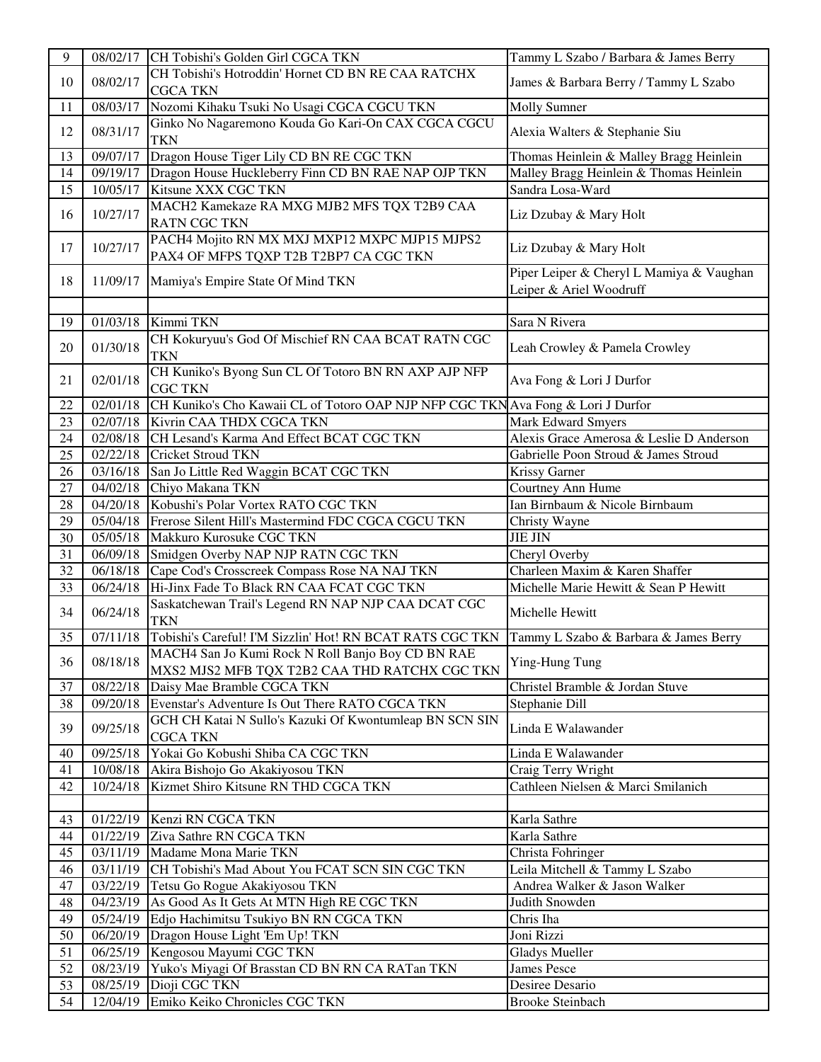| 9 | 08/02/17 | CH Tobishi's Golden Girl CGCA TKN | Tammy L Szabo / Barbara & James Berry |
|---|---|---|---|
| 10 | 08/02/17 | CH Tobishi's Hotroddin' Hornet CD BN RE CAA RATCHX CGCA TKN | James & Barbara Berry / Tammy L Szabo |
| 11 | 08/03/17 | Nozomi Kihaku Tsuki No Usagi CGCA CGCU TKN | Molly Sumner |
| 12 | 08/31/17 | Ginko No Nagaremono Kouda Go Kari-On CAX CGCA CGCU TKN | Alexia Walters & Stephanie Siu |
| 13 | 09/07/17 | Dragon House Tiger Lily CD BN RE CGC TKN | Thomas Heinlein & Malley Bragg Heinlein |
| 14 | 09/19/17 | Dragon House Huckleberry Finn CD BN RAE NAP OJP TKN | Malley Bragg Heinlein & Thomas Heinlein |
| 15 | 10/05/17 | Kitsune XXX CGC TKN | Sandra Losa-Ward |
| 16 | 10/27/17 | MACH2 Kamekaze RA MXG MJB2 MFS TQX T2B9 CAA RATN CGC TKN | Liz Dzubay & Mary Holt |
| 17 | 10/27/17 | PACH4 Mojito RN MX MXJ MXP12 MXPC MJP15 MJPS2 PAX4 OF MFPS TQXP T2B T2BP7 CA CGC TKN | Liz Dzubay & Mary Holt |
| 18 | 11/09/17 | Mamiya's Empire State Of Mind TKN | Piper Leiper & Cheryl L Mamiya & Vaughan Leiper & Ariel Woodruff |
| | | | |
| 19 | 01/03/18 | Kimmi TKN | Sara N Rivera |
| 20 | 01/30/18 | CH Kokuryuu's God Of Mischief RN CAA BCAT RATN CGC TKN | Leah Crowley & Pamela Crowley |
| 21 | 02/01/18 | CH Kuniko's Byong Sun CL Of Totoro BN RN AXP AJP NFP CGC TKN | Ava Fong & Lori J Durfor |
| 22 | 02/01/18 | CH Kuniko's Cho Kawaii CL of Totoro OAP NJP NFP CGC TKN | Ava Fong & Lori J Durfor |
| 23 | 02/07/18 | Kivrin CAA THDX CGCA TKN | Mark Edward Smyers |
| 24 | 02/08/18 | CH Lesand's Karma And Effect BCAT CGC TKN | Alexis Grace Amerosa & Leslie D Anderson |
| 25 | 02/22/18 | Cricket Stroud TKN | Gabrielle Poon Stroud & James Stroud |
| 26 | 03/16/18 | San Jo Little Red Waggin BCAT CGC TKN | Krissy Garner |
| 27 | 04/02/18 | Chiyo Makana TKN | Courtney Ann Hume |
| 28 | 04/20/18 | Kobushi's Polar Vortex RATO CGC TKN | Ian Birnbaum & Nicole Birnbaum |
| 29 | 05/04/18 | Frerose Silent Hill's Mastermind FDC CGCA CGCU TKN | Christy Wayne |
| 30 | 05/05/18 | Makkuro Kurosuke CGC TKN | JIE JIN |
| 31 | 06/09/18 | Smidgen Overby NAP NJP RATN CGC TKN | Cheryl Overby |
| 32 | 06/18/18 | Cape Cod's Crosscreek Compass Rose NA NAJ TKN | Charleen Maxim & Karen Shaffer |
| 33 | 06/24/18 | Hi-Jinx Fade To Black RN CAA FCAT CGC TKN | Michelle Marie Hewitt & Sean P Hewitt |
| 34 | 06/24/18 | Saskatchewan Trail's Legend RN NAP NJP CAA DCAT CGC TKN | Michelle Hewitt |
| 35 | 07/11/18 | Tobishi's Careful! I'M Sizzlin' Hot! RN BCAT RATS CGC TKN | Tammy L Szabo & Barbara & James Berry |
| 36 | 08/18/18 | MACH4 San Jo Kumi Rock N Roll Banjo Boy CD BN RAE MXS2 MJS2 MFB TQX T2B2 CAA THD RATCHX CGC TKN | Ying-Hung Tung |
| 37 | 08/22/18 | Daisy Mae Bramble CGCA TKN | Christel Bramble & Jordan Stuve |
| 38 | 09/20/18 | Evenstar's Adventure Is Out There RATO CGCA TKN | Stephanie Dill |
| 39 | 09/25/18 | GCH CH Katai N Sullo's Kazuki Of Kwontumleap BN SCN SIN CGCA TKN | Linda E Walawander |
| 40 | 09/25/18 | Yokai Go Kobushi Shiba CA CGC TKN | Linda E Walawander |
| 41 | 10/08/18 | Akira Bishojo Go Akakiyosou TKN | Craig Terry Wright |
| 42 | 10/24/18 | Kizmet Shiro Kitsune RN THD CGCA TKN | Cathleen Nielsen & Marci Smilanich |
| | | | |
| 43 | 01/22/19 | Kenzi RN CGCA TKN | Karla Sathre |
| 44 | 01/22/19 | Ziva Sathre RN CGCA TKN | Karla Sathre |
| 45 | 03/11/19 | Madame Mona Marie TKN | Christa Fohringer |
| 46 | 03/11/19 | CH Tobishi's Mad About You FCAT SCN SIN CGC TKN | Leila Mitchell & Tammy L Szabo |
| 47 | 03/22/19 | Tetsu Go Rogue Akakiyosou TKN | Andrea Walker & Jason Walker |
| 48 | 04/23/19 | As Good As It Gets At MTN High RE CGC TKN | Judith Snowden |
| 49 | 05/24/19 | Edjo Hachimitsu Tsukiyo BN RN CGCA TKN | Chris Iha |
| 50 | 06/20/19 | Dragon House Light 'Em Up! TKN | Joni Rizzi |
| 51 | 06/25/19 | Kengosou Mayumi CGC TKN | Gladys Mueller |
| 52 | 08/23/19 | Yuko's Miyagi Of Brasstan CD BN RN CA RATan TKN | James Pesce |
| 53 | 08/25/19 | Dioji CGC TKN | Desiree Desario |
| 54 | 12/04/19 | Emiko Keiko Chronicles CGC TKN | Brooke Steinbach |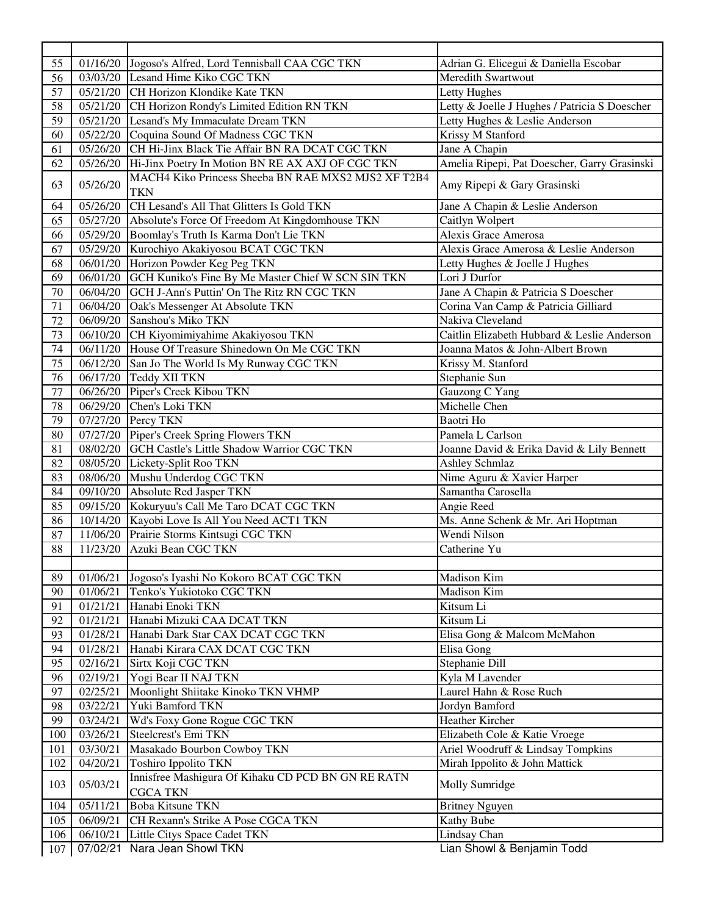| | | | |
|---|---|---|---|
| 55 | 01/16/20 | Jogoso's Alfred, Lord Tennisball CAA CGC TKN | Adrian G. Elicegui & Daniella Escobar |
| 56 | 03/03/20 | Lesand Hime Kiko CGC TKN | Meredith Swartwout |
| 57 | 05/21/20 | CH Horizon Klondike Kate TKN | Letty Hughes |
| 58 | 05/21/20 | CH Horizon Rondy's Limited Edition RN TKN | Letty & Joelle J Hughes / Patricia S Doescher |
| 59 | 05/21/20 | Lesand's My Immaculate Dream TKN | Letty Hughes & Leslie Anderson |
| 60 | 05/22/20 | Coquina Sound Of Madness CGC TKN | Krissy M Stanford |
| 61 | 05/26/20 | CH Hi-Jinx Black Tie Affair BN RA DCAT CGC TKN | Jane A Chapin |
| 62 | 05/26/20 | Hi-Jinx Poetry In Motion BN RE AX AXJ OF CGC TKN | Amelia Ripepi, Pat Doescher, Garry Grasinski |
| 63 | 05/26/20 | MACH4 Kiko Princess Sheeba BN RAE MXS2 MJS2 XF T2B4 TKN | Amy Ripepi & Gary Grasinski |
| 64 | 05/26/20 | CH Lesand's All That Glitters Is Gold TKN | Jane A Chapin & Leslie Anderson |
| 65 | 05/27/20 | Absolute's Force Of Freedom At Kingdomhouse TKN | Caitlyn Wolpert |
| 66 | 05/29/20 | Boomlay's Truth Is Karma Don't Lie TKN | Alexis Grace Amerosa |
| 67 | 05/29/20 | Kurochiyo Akakiyosou BCAT CGC TKN | Alexis Grace Amerosa & Leslie Anderson |
| 68 | 06/01/20 | Horizon Powder Keg Peg TKN | Letty Hughes & Joelle J Hughes |
| 69 | 06/01/20 | GCH Kuniko's Fine By Me Master Chief W SCN SIN TKN | Lori J Durfor |
| 70 | 06/04/20 | GCH J-Ann's Puttin' On The Ritz RN CGC TKN | Jane A Chapin & Patricia S Doescher |
| 71 | 06/04/20 | Oak's Messenger At Absolute TKN | Corina Van Camp & Patricia Gilliard |
| 72 | 06/09/20 | Sanshou's Miko TKN | Nakiva Cleveland |
| 73 | 06/10/20 | CH Kiyomimiyahime Akakiyosou TKN | Caitlin Elizabeth Hubbard & Leslie Anderson |
| 74 | 06/11/20 | House Of Treasure Shinedown On Me CGC TKN | Joanna Matos & John-Albert Brown |
| 75 | 06/12/20 | San Jo The World Is My Runway CGC TKN | Krissy M. Stanford |
| 76 | 06/17/20 | Teddy XII TKN | Stephanie Sun |
| 77 | 06/26/20 | Piper's Creek Kibou TKN | Gauzong C Yang |
| 78 | 06/29/20 | Chen's Loki TKN | Michelle Chen |
| 79 | 07/27/20 | Percy TKN | Baotri Ho |
| 80 | 07/27/20 | Piper's Creek Spring Flowers TKN | Pamela L Carlson |
| 81 | 08/02/20 | GCH Castle's Little Shadow Warrior CGC TKN | Joanne David & Erika David & Lily Bennett |
| 82 | 08/05/20 | Lickety-Split Roo TKN | Ashley Schmlaz |
| 83 | 08/06/20 | Mushu Underdog CGC TKN | Nime Aguru & Xavier Harper |
| 84 | 09/10/20 | Absolute Red Jasper TKN | Samantha Carosella |
| 85 | 09/15/20 | Kokuryuu's Call Me Taro DCAT CGC TKN | Angie Reed |
| 86 | 10/14/20 | Kayobi Love Is All You Need ACT1 TKN | Ms. Anne Schenk & Mr. Ari Hoptman |
| 87 | 11/06/20 | Prairie Storms Kintsugi CGC TKN | Wendi Nilson |
| 88 | 11/23/20 | Azuki Bean CGC TKN | Catherine Yu |
| | | | |
| 89 | 01/06/21 | Jogoso's Iyashi No Kokoro BCAT CGC TKN | Madison Kim |
| 90 | 01/06/21 | Tenko's Yukiotoko CGC TKN | Madison Kim |
| 91 | 01/21/21 | Hanabi Enoki TKN | Kitsum Li |
| 92 | 01/21/21 | Hanabi Mizuki CAA DCAT TKN | Kitsum Li |
| 93 | 01/28/21 | Hanabi Dark Star CAX DCAT CGC TKN | Elisa Gong & Malcom McMahon |
| 94 | 01/28/21 | Hanabi Kirara CAX DCAT CGC TKN | Elisa Gong |
| 95 | 02/16/21 | Sirtx Koji CGC TKN | Stephanie Dill |
| 96 | 02/19/21 | Yogi Bear II NAJ TKN | Kyla M Lavender |
| 97 | 02/25/21 | Moonlight Shiitake Kinoko TKN VHMP | Laurel Hahn & Rose Ruch |
| 98 | 03/22/21 | Yuki Bamford TKN | Jordyn Bamford |
| 99 | 03/24/21 | Wd's Foxy Gone Rogue CGC TKN | Heather Kircher |
| 100 | 03/26/21 | Steelcrest's Emi TKN | Elizabeth Cole & Katie Vroege |
| 101 | 03/30/21 | Masakado Bourbon Cowboy TKN | Ariel Woodruff & Lindsay Tompkins |
| 102 | 04/20/21 | Toshiro Ippolito TKN | Mirah Ippolito & John Mattick |
| 103 | 05/03/21 | Innisfree Mashigura Of Kihaku CD PCD BN GN RE RATN CGCA TKN | Molly Sumridge |
| 104 | 05/11/21 | Boba Kitsune TKN | Britney Nguyen |
| 105 | 06/09/21 | CH Rexann's Strike A Pose CGCA TKN | Kathy Bube |
| 106 | 06/10/21 | Little Citys Space Cadet TKN | Lindsay Chan |
| 107 | 07/02/21 | Nara Jean Showl TKN | Lian Showl & Benjamin Todd |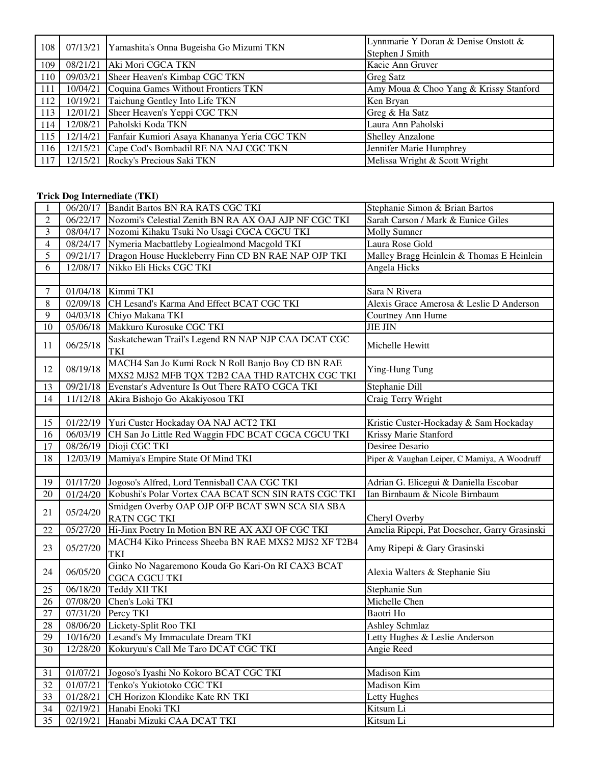| | | | |
|---|---|---|---|
| 108 | 07/13/21 | Yamashita's Onna Bugeisha Go Mizumi TKN | Lynnmarie Y Doran & Denise Onstott & Stephen J Smith |
| 109 | 08/21/21 | Aki Mori CGCA TKN | Kacie Ann Gruver |
| 110 | 09/03/21 | Sheer Heaven's Kimbap CGC TKN | Greg Satz |
| 111 | 10/04/21 | Coquina Games Without Frontiers TKN | Amy Moua & Choo Yang & Krissy Stanford |
| 112 | 10/19/21 | Taichung Gentley Into Life TKN | Ken Bryan |
| 113 | 12/01/21 | Sheer Heaven's Yeppi CGC TKN | Greg & Ha Satz |
| 114 | 12/08/21 | Paholski Koda TKN | Laura Ann Paholski |
| 115 | 12/14/21 | Fanfair Kumiori Asaya Khananya Yeria CGC TKN | Shelley Anzalone |
| 116 | 12/15/21 | Cape Cod's Bombadil RE NA NAJ CGC TKN | Jennifer Marie Humphrey |
| 117 | 12/15/21 | Rocky's Precious Saki TKN | Melissa Wright & Scott Wright |

**Trick Dog Internediate (TKI)**

| | | | |
|---|---|---|---|
| 1 | 06/20/17 | Bandit Bartos BN RA RATS CGC TKI | Stephanie Simon & Brian Bartos |
| 2 | 06/22/17 | Nozomi's Celestial Zenith BN RA AX OAJ AJP NF CGC TKI | Sarah Carson / Mark & Eunice Giles |
| 3 | 08/04/17 | Nozomi Kihaku Tsuki No Usagi CGCA CGCU TKI | Molly Sumner |
| 4 | 08/24/17 | Nymeria Macbattleby Logiealmond Macgold TKI | Laura Rose Gold |
| 5 | 09/21/17 | Dragon House Huckleberry Finn CD BN RAE NAP OJP TKI | Malley Bragg Heinlein & Thomas E Heinlein |
| 6 | 12/08/17 | Nikko Eli Hicks CGC TKI | Angela Hicks |
| | | | |
| 7 | 01/04/18 | Kimmi TKI | Sara N Rivera |
| 8 | 02/09/18 | CH Lesand's Karma And Effect BCAT CGC TKI | Alexis Grace Amerosa & Leslie D Anderson |
| 9 | 04/03/18 | Chiyo Makana TKI | Courtney Ann Hume |
| 10 | 05/06/18 | Makkuro Kurosuke CGC TKI | JIE JIN |
| 11 | 06/25/18 | Saskatchewan Trail's Legend RN NAP NJP CAA DCAT CGC TKI | Michelle Hewitt |
| 12 | 08/19/18 | MACH4 San Jo Kumi Rock N Roll Banjo Boy CD BN RAE MXS2 MJS2 MFB TQX T2B2 CAA THD RATCHX CGC TKI | Ying-Hung Tung |
| 13 | 09/21/18 | Evenstar's Adventure Is Out There RATO CGCA TKI | Stephanie Dill |
| 14 | 11/12/18 | Akira Bishojo Go Akakiyosou TKI | Craig Terry Wright |
| | | | |
| 15 | 01/22/19 | Yuri Custer Hockaday OA NAJ ACT2 TKI | Kristie Custer-Hockaday & Sam Hockaday |
| 16 | 06/03/19 | CH San Jo Little Red Waggin FDC BCAT CGCA CGCU TKI | Krissy Marie Stanford |
| 17 | 08/26/19 | Dioji CGC TKI | Desiree Desario |
| 18 | 12/03/19 | Mamiya's Empire State Of Mind TKI | Piper & Vaughan Leiper, C Mamiya, A Woodruff |
| | | | |
| 19 | 01/17/20 | Jogoso's Alfred, Lord Tennisball CAA CGC TKI | Adrian G. Elicegui & Daniella Escobar |
| 20 | 01/24/20 | Kobushi's Polar Vortex CAA BCAT SCN SIN RATS CGC TKI | Ian Birnbaum & Nicole Birnbaum |
| 21 | 05/24/20 | Smidgen Overby OAP OJP OFP BCAT SWN SCA SIA SBA RATN CGC TKI | Cheryl Overby |
| 22 | 05/27/20 | Hi-Jinx Poetry In Motion BN RE AX AXJ OF CGC TKI | Amelia Ripepi, Pat Doescher, Garry Grasinski |
| 23 | 05/27/20 | MACH4 Kiko Princess Sheeba BN RAE MXS2 MJS2 XF T2B4 TKI | Amy Ripepi & Gary Grasinski |
| 24 | 06/05/20 | Ginko No Nagaremono Kouda Go Kari-On RI CAX3 BCAT CGCA CGCU TKI | Alexia Walters & Stephanie Siu |
| 25 | 06/18/20 | Teddy XII TKI | Stephanie Sun |
| 26 | 07/08/20 | Chen's Loki TKI | Michelle Chen |
| 27 | 07/31/20 | Percy TKI | Baotri Ho |
| 28 | 08/06/20 | Lickety-Split Roo TKI | Ashley Schmlaz |
| 29 | 10/16/20 | Lesand's My Immaculate Dream TKI | Letty Hughes & Leslie Anderson |
| 30 | 12/28/20 | Kokuryuu's Call Me Taro DCAT CGC TKI | Angie Reed |
| | | | |
| 31 | 01/07/21 | Jogoso's Iyashi No Kokoro BCAT CGC TKI | Madison Kim |
| 32 | 01/07/21 | Tenko's Yukiotoko CGC TKI | Madison Kim |
| 33 | 01/28/21 | CH Horizon Klondike Kate RN TKI | Letty Hughes |
| 34 | 02/19/21 | Hanabi Enoki TKI | Kitsum Li |
| 35 | 02/19/21 | Hanabi Mizuki CAA DCAT TKI | Kitsum Li |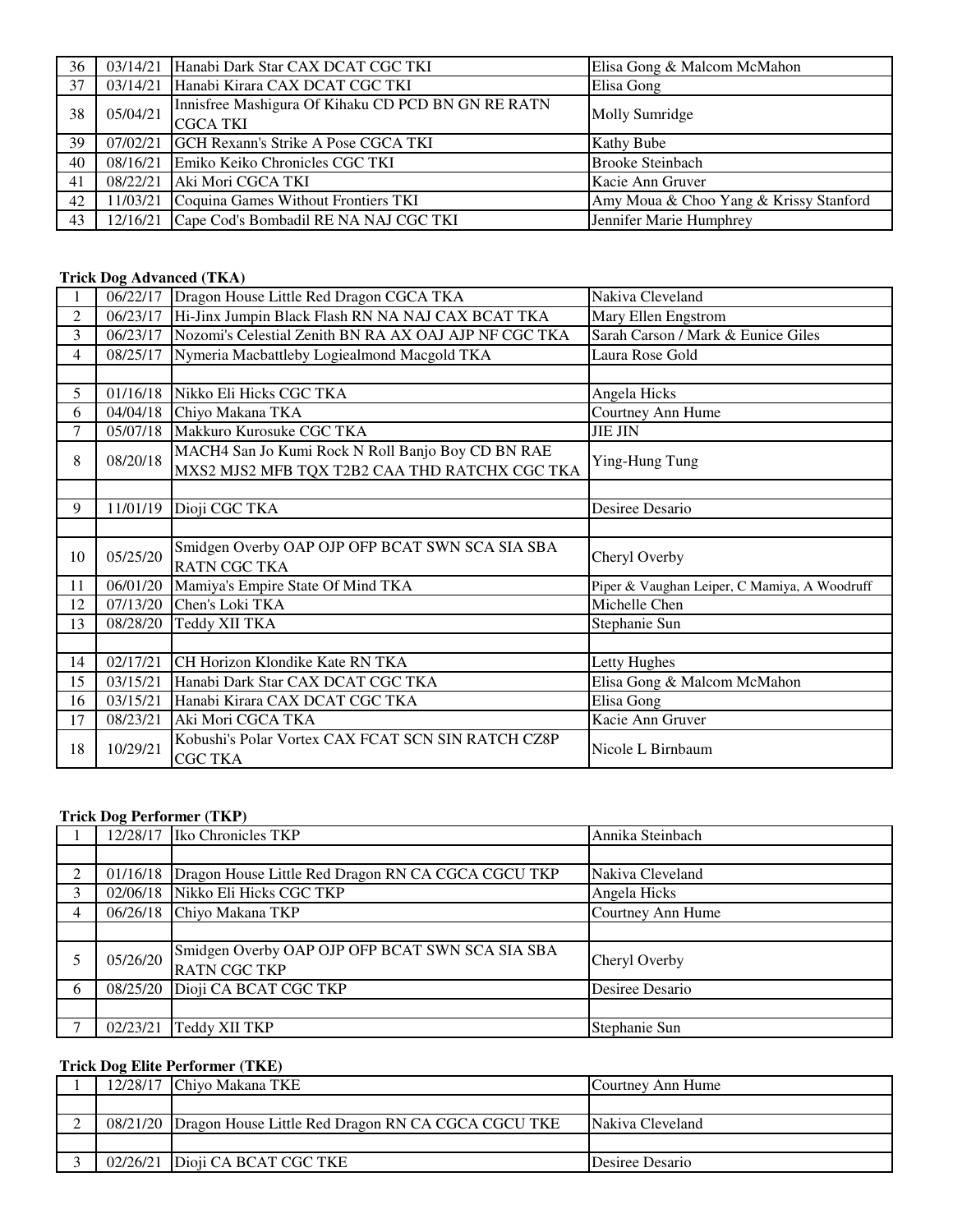| 36 | 03/14/21 | Hanabi Dark Star CAX DCAT CGC TKI | Elisa Gong & Malcom McMahon |
|---|---|---|---|
| 37 | 03/14/21 | Hanabi Kirara CAX DCAT CGC TKI | Elisa Gong |
| 38 | 05/04/21 | Innisfree Mashigura Of Kihaku CD PCD BN GN RE RATN CGCA TKI | Molly Sumridge |
| 39 | 07/02/21 | GCH Rexann's Strike A Pose CGCA TKI | Kathy Bube |
| 40 | 08/16/21 | Emiko Keiko Chronicles CGC TKI | Brooke Steinbach |
| 41 | 08/22/21 | Aki Mori CGCA TKI | Kacie Ann Gruver |
| 42 | 11/03/21 | Coquina Games Without Frontiers TKI | Amy Moua & Choo Yang & Krissy Stanford |
| 43 | 12/16/21 | Cape Cod's Bombadil RE NA NAJ CGC TKI | Jennifer Marie Humphrey |

**Trick Dog Advanced (TKA)**

| 1 | 06/22/17 | Dragon House Little Red Dragon CGCA TKA | Nakiva Cleveland |
|---|---|---|---|
| 2 | 06/23/17 | Hi-Jinx Jumpin Black Flash RN NA NAJ CAX BCAT TKA | Mary Ellen Engstrom |
| 3 | 06/23/17 | Nozomi's Celestial Zenith BN RA AX OAJ AJP NF CGC TKA | Sarah Carson / Mark & Eunice Giles |
| 4 | 08/25/17 | Nymeria Macbattleby Logiealmond Macgold TKA | Laura Rose Gold |
| | | | |
| 5 | 01/16/18 | Nikko Eli Hicks CGC TKA | Angela Hicks |
| 6 | 04/04/18 | Chiyo Makana TKA | Courtney Ann Hume |
| 7 | 05/07/18 | Makkuro Kurosuke CGC TKA | JIE JIN |
| 8 | 08/20/18 | MACH4 San Jo Kumi Rock N Roll Banjo Boy CD BN RAE MXS2 MJS2 MFB TQX T2B2 CAA THD RATCHX CGC TKA | Ying-Hung Tung |
| | | | |
| 9 | 11/01/19 | Dioji CGC TKA | Desiree Desario |
| | | | |
| 10 | 05/25/20 | Smidgen Overby OAP OJP OFP BCAT SWN SCA SIA SBA RATN CGC TKA | Cheryl Overby |
| 11 | 06/01/20 | Mamiya's Empire State Of Mind TKA | Piper & Vaughan Leiper, C Mamiya, A Woodruff |
| 12 | 07/13/20 | Chen's Loki TKA | Michelle Chen |
| 13 | 08/28/20 | Teddy XII TKA | Stephanie Sun |
| | | | |
| 14 | 02/17/21 | CH Horizon Klondike Kate RN TKA | Letty Hughes |
| 15 | 03/15/21 | Hanabi Dark Star CAX DCAT CGC TKA | Elisa Gong & Malcom McMahon |
| 16 | 03/15/21 | Hanabi Kirara CAX DCAT CGC TKA | Elisa Gong |
| 17 | 08/23/21 | Aki Mori CGCA TKA | Kacie Ann Gruver |
| 18 | 10/29/21 | Kobushi's Polar Vortex CAX FCAT SCN SIN RATCH CZ8P CGC TKA | Nicole L Birnbaum |

**Trick Dog Performer (TKP)**

| 1 | 12/28/17 | Iko Chronicles TKP | Annika Steinbach |
|---|---|---|---|
| | | | |
| 2 | 01/16/18 | Dragon House Little Red Dragon RN CA CGCA CGCU TKP | Nakiva Cleveland |
| 3 | 02/06/18 | Nikko Eli Hicks CGC TKP | Angela Hicks |
| 4 | 06/26/18 | Chiyo Makana TKP | Courtney Ann Hume |
| | | | |
| 5 | 05/26/20 | Smidgen Overby OAP OJP OFP BCAT SWN SCA SIA SBA RATN CGC TKP | Cheryl Overby |
| 6 | 08/25/20 | Dioji CA BCAT CGC TKP | Desiree Desario |
| | | | |
| 7 | 02/23/21 | Teddy XII TKP | Stephanie Sun |

**Trick Dog Elite Performer (TKE)**

| 1 | 12/28/17 | Chiyo Makana TKE | Courtney Ann Hume |
|---|---|---|---|
| | | | |
| 2 | 08/21/20 | Dragon House Little Red Dragon RN CA CGCA CGCU TKE | Nakiva Cleveland |
| | | | |
| 3 | 02/26/21 | Dioji CA BCAT CGC TKE | Desiree Desario |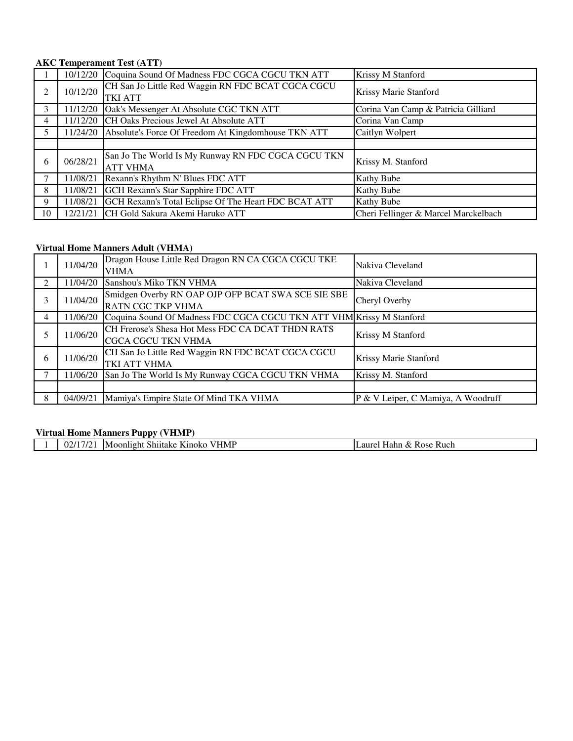**AKC Temperament Test (ATT)**

| | | | |
|---|---|---|---|
| 1 | 10/12/20 | Coquina Sound Of Madness FDC CGCA CGCU TKN ATT | Krissy M Stanford |
| 2 | 10/12/20 | CH San Jo Little Red Waggin RN FDC BCAT CGCA CGCU TKI ATT | Krissy Marie Stanford |
| 3 | 11/12/20 | Oak's Messenger At Absolute CGC TKN ATT | Corina Van Camp & Patricia Gilliard |
| 4 | 11/12/20 | CH Oaks Precious Jewel At Absolute ATT | Corina Van Camp |
| 5 | 11/24/20 | Absolute's Force Of Freedom At Kingdomhouse TKN ATT | Caitlyn Wolpert |
| | | | |
| 6 | 06/28/21 | San Jo The World Is My Runway RN FDC CGCA CGCU TKN ATT VHMA | Krissy M. Stanford |
| 7 | 11/08/21 | Rexann's Rhythm N' Blues FDC ATT | Kathy Bube |
| 8 | 11/08/21 | GCH Rexann's Star Sapphire FDC ATT | Kathy Bube |
| 9 | 11/08/21 | GCH Rexann's Total Eclipse Of The Heart FDC BCAT ATT | Kathy Bube |
| 10 | 12/21/21 | CH Gold Sakura Akemi Haruko ATT | Cheri Fellinger & Marcel Marckelbach |

**Virtual Home Manners Adult (VHMA)**

| | | | |
|---|---|---|---|
| 1 | 11/04/20 | Dragon House Little Red Dragon RN CA CGCA CGCU TKE VHMA | Nakiva Cleveland |
| 2 | 11/04/20 | Sanshou's Miko TKN VHMA | Nakiva Cleveland |
| 3 | 11/04/20 | Smidgen Overby RN OAP OJP OFP BCAT SWA SCE SIE SBE RATN CGC TKP VHMA | Cheryl Overby |
| 4 | 11/06/20 | Coquina Sound Of Madness FDC CGCA CGCU TKN ATT VHM | Krissy M Stanford |
| 5 | 11/06/20 | CH Frerose's Shesa Hot Mess FDC CA DCAT THDN RATS CGCA CGCU TKN VHMA | Krissy M Stanford |
| 6 | 11/06/20 | CH San Jo Little Red Waggin RN FDC BCAT CGCA CGCU TKI ATT VHMA | Krissy Marie Stanford |
| 7 | 11/06/20 | San Jo The World Is My Runway CGCA CGCU TKN VHMA | Krissy M. Stanford |
| | | | |
| 8 | 04/09/21 | Mamiya's Empire State Of Mind TKA VHMA | P & V Leiper, C Mamiya, A Woodruff |

**Virtual Home Manners Puppy (VHMP)**

| | | | |
|---|---|---|---|
| 1 | 02/17/21 | Moonlight Shiitake Kinoko VHMP | Laurel Hahn & Rose Ruch |